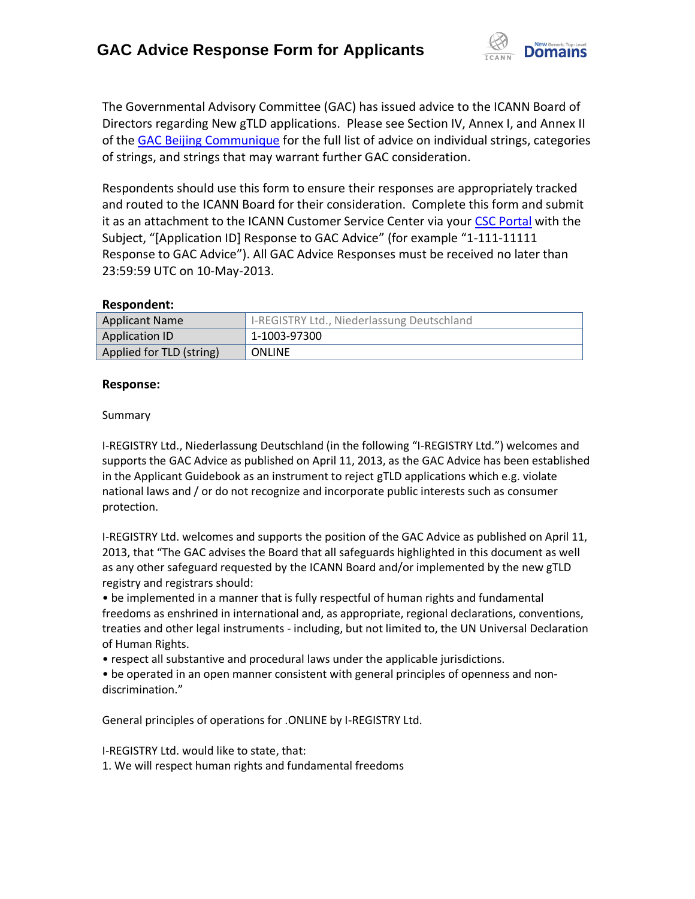# GAC Advice Response Form for Applicants

The Governmental Advisory Committee (GAC) has issued advice to the ICANN Board of Directors regarding New gTLD applications. Please see Section IV, Annex I, and Annex II of the GAC Beijing Communique for the full list of advice on individual strings, categories of strings, and strings that may warrant further GAC consideration.

Respondents should use this form to ensure their responses are appropriately tracked and routed to the ICANN Board for their consideration. Complete this form and submit it as an attachment to the ICANN Customer Service Center via your CSC Portal with the Subject, "[Application ID] Response to GAC Advice" (for example "1-111-11111 Response to GAC Advice"). All GAC Advice Responses must be received no later than 23:59:59 UTC on 10-May-2013.

**Respondent:**

| Applicant Name | I-REGISTRY Ltd., Niederlassung Deutschland |
|---|---|
| Application ID | 1-1003-97300 |
| Applied for TLD (string) | ONLINE |

**Response:**

Summary

I-REGISTRY Ltd., Niederlassung Deutschland (in the following "I-REGISTRY Ltd.") welcomes and supports the GAC Advice as published on April 11, 2013, as the GAC Advice has been established in the Applicant Guidebook as an instrument to reject gTLD applications which e.g. violate national laws and / or do not recognize and incorporate public interests such as consumer protection.

I-REGISTRY Ltd. welcomes and supports the position of the GAC Advice as published on April 11, 2013, that "The GAC advises the Board that all safeguards highlighted in this document as well as any other safeguard requested by the ICANN Board and/or implemented by the new gTLD registry and registrars should:

- be implemented in a manner that is fully respectful of human rights and fundamental freedoms as enshrined in international and, as appropriate, regional declarations, conventions, treaties and other legal instruments - including, but not limited to, the UN Universal Declaration of Human Rights.
- respect all substantive and procedural laws under the applicable jurisdictions.
- be operated in an open manner consistent with general principles of openness and non-discrimination."

General principles of operations for .ONLINE by I-REGISTRY Ltd.

I-REGISTRY Ltd. would like to state, that:

1. We will respect human rights and fundamental freedoms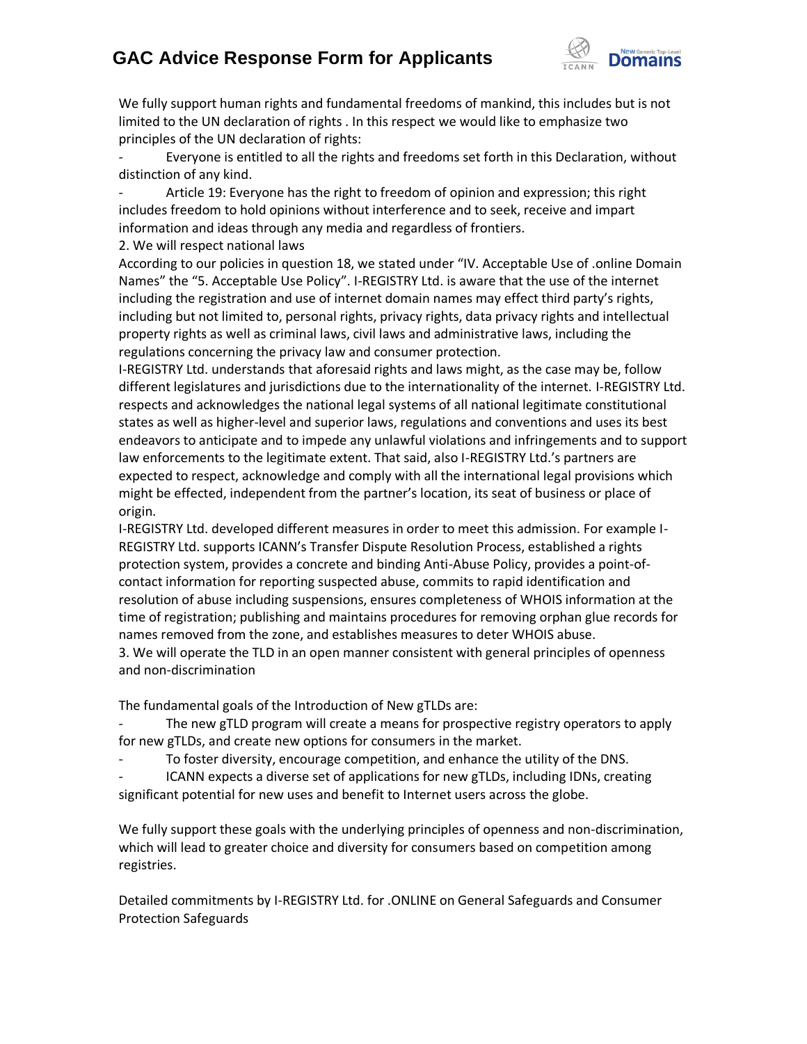We fully support human rights and fundamental freedoms of mankind, this includes but is not limited to the UN declaration of rights . In this respect we would like to emphasize two principles of the UN declaration of rights:

- Everyone is entitled to all the rights and freedoms set forth in this Declaration, without distinction of any kind.
- Article 19: Everyone has the right to freedom of opinion and expression; this right includes freedom to hold opinions without interference and to seek, receive and impart information and ideas through any media and regardless of frontiers.

2. We will respect national laws

According to our policies in question 18, we stated under "IV. Acceptable Use of .online Domain Names" the "5. Acceptable Use Policy". I-REGISTRY Ltd. is aware that the use of the internet including the registration and use of internet domain names may effect third party's rights, including but not limited to, personal rights, privacy rights, data privacy rights and intellectual property rights as well as criminal laws, civil laws and administrative laws, including the regulations concerning the privacy law and consumer protection.

I-REGISTRY Ltd. understands that aforesaid rights and laws might, as the case may be, follow different legislatures and jurisdictions due to the internationality of the internet. I-REGISTRY Ltd. respects and acknowledges the national legal systems of all national legitimate constitutional states as well as higher-level and superior laws, regulations and conventions and uses its best endeavors to anticipate and to impede any unlawful violations and infringements and to support law enforcements to the legitimate extent. That said, also I-REGISTRY Ltd.'s partners are expected to respect, acknowledge and comply with all the international legal provisions which might be effected, independent from the partner's location, its seat of business or place of origin.

I-REGISTRY Ltd. developed different measures in order to meet this admission. For example I-REGISTRY Ltd. supports ICANN's Transfer Dispute Resolution Process, established a rights protection system, provides a concrete and binding Anti-Abuse Policy, provides a point-of-contact information for reporting suspected abuse, commits to rapid identification and resolution of abuse including suspensions, ensures completeness of WHOIS information at the time of registration; publishing and maintains procedures for removing orphan glue records for names removed from the zone, and establishes measures to deter WHOIS abuse.

3. We will operate the TLD in an open manner consistent with general principles of openness and non-discrimination

The fundamental goals of the Introduction of New gTLDs are:

- The new gTLD program will create a means for prospective registry operators to apply for new gTLDs, and create new options for consumers in the market.
- To foster diversity, encourage competition, and enhance the utility of the DNS.
- ICANN expects a diverse set of applications for new gTLDs, including IDNs, creating significant potential for new uses and benefit to Internet users across the globe.

We fully support these goals with the underlying principles of openness and non-discrimination, which will lead to greater choice and diversity for consumers based on competition among registries.

Detailed commitments by I-REGISTRY Ltd. for .ONLINE on General Safeguards and Consumer Protection Safeguards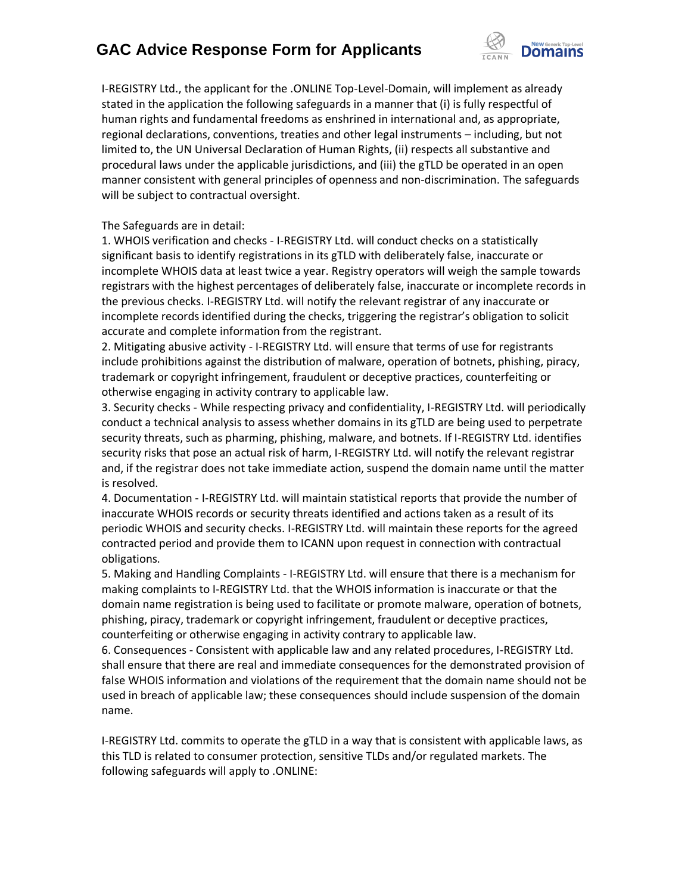I-REGISTRY Ltd., the applicant for the .ONLINE Top-Level-Domain, will implement as already stated in the application the following safeguards in a manner that (i) is fully respectful of human rights and fundamental freedoms as enshrined in international and, as appropriate, regional declarations, conventions, treaties and other legal instruments – including, but not limited to, the UN Universal Declaration of Human Rights, (ii) respects all substantive and procedural laws under the applicable jurisdictions, and (iii) the gTLD be operated in an open manner consistent with general principles of openness and non-discrimination. The safeguards will be subject to contractual oversight.

The Safeguards are in detail:

1. WHOIS verification and checks - I-REGISTRY Ltd. will conduct checks on a statistically significant basis to identify registrations in its gTLD with deliberately false, inaccurate or incomplete WHOIS data at least twice a year. Registry operators will weigh the sample towards registrars with the highest percentages of deliberately false, inaccurate or incomplete records in the previous checks. I-REGISTRY Ltd. will notify the relevant registrar of any inaccurate or incomplete records identified during the checks, triggering the registrar's obligation to solicit accurate and complete information from the registrant.
2. Mitigating abusive activity - I-REGISTRY Ltd. will ensure that terms of use for registrants include prohibitions against the distribution of malware, operation of botnets, phishing, piracy, trademark or copyright infringement, fraudulent or deceptive practices, counterfeiting or otherwise engaging in activity contrary to applicable law.
3. Security checks - While respecting privacy and confidentiality, I-REGISTRY Ltd. will periodically conduct a technical analysis to assess whether domains in its gTLD are being used to perpetrate security threats, such as pharming, phishing, malware, and botnets. If I-REGISTRY Ltd. identifies security risks that pose an actual risk of harm, I-REGISTRY Ltd. will notify the relevant registrar and, if the registrar does not take immediate action, suspend the domain name until the matter is resolved.
4. Documentation - I-REGISTRY Ltd. will maintain statistical reports that provide the number of inaccurate WHOIS records or security threats identified and actions taken as a result of its periodic WHOIS and security checks. I-REGISTRY Ltd. will maintain these reports for the agreed contracted period and provide them to ICANN upon request in connection with contractual obligations.
5. Making and Handling Complaints - I-REGISTRY Ltd. will ensure that there is a mechanism for making complaints to I-REGISTRY Ltd. that the WHOIS information is inaccurate or that the domain name registration is being used to facilitate or promote malware, operation of botnets, phishing, piracy, trademark or copyright infringement, fraudulent or deceptive practices, counterfeiting or otherwise engaging in activity contrary to applicable law.
6. Consequences - Consistent with applicable law and any related procedures, I-REGISTRY Ltd. shall ensure that there are real and immediate consequences for the demonstrated provision of false WHOIS information and violations of the requirement that the domain name should not be used in breach of applicable law; these consequences should include suspension of the domain name.

I-REGISTRY Ltd. commits to operate the gTLD in a way that is consistent with applicable laws, as this TLD is related to consumer protection, sensitive TLDs and/or regulated markets. The following safeguards will apply to .ONLINE: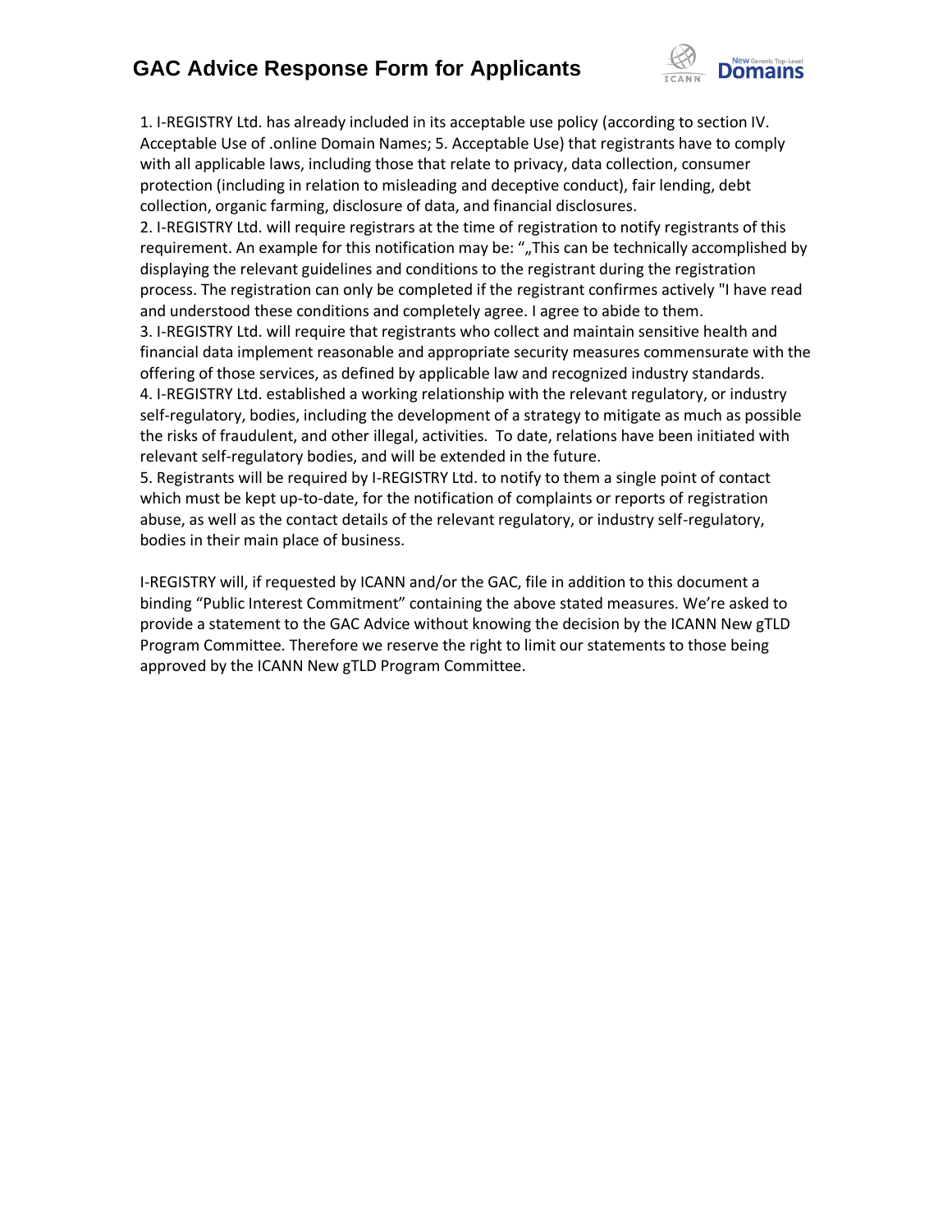# GAC Advice Response Form for Applicants

1. I-REGISTRY Ltd. has already included in its acceptable use policy (according to section IV. Acceptable Use of .online Domain Names; 5. Acceptable Use) that registrants have to comply with all applicable laws, including those that relate to privacy, data collection, consumer protection (including in relation to misleading and deceptive conduct), fair lending, debt collection, organic farming, disclosure of data, and financial disclosures.
2. I-REGISTRY Ltd. will require registrars at the time of registration to notify registrants of this requirement. An example for this notification may be: "„This can be technically accomplished by displaying the relevant guidelines and conditions to the registrant during the registration process. The registration can only be completed if the registrant confirmes actively "I have read and understood these conditions and completely agree. I agree to abide to them.
3. I-REGISTRY Ltd. will require that registrants who collect and maintain sensitive health and financial data implement reasonable and appropriate security measures commensurate with the offering of those services, as defined by applicable law and recognized industry standards.
4. I-REGISTRY Ltd. established a working relationship with the relevant regulatory, or industry self-regulatory, bodies, including the development of a strategy to mitigate as much as possible the risks of fraudulent, and other illegal, activities. To date, relations have been initiated with relevant self-regulatory bodies, and will be extended in the future.
5. Registrants will be required by I-REGISTRY Ltd. to notify to them a single point of contact which must be kept up-to-date, for the notification of complaints or reports of registration abuse, as well as the contact details of the relevant regulatory, or industry self-regulatory, bodies in their main place of business.

I-REGISTRY will, if requested by ICANN and/or the GAC, file in addition to this document a binding "Public Interest Commitment" containing the above stated measures. We're asked to provide a statement to the GAC Advice without knowing the decision by the ICANN New gTLD Program Committee. Therefore we reserve the right to limit our statements to those being approved by the ICANN New gTLD Program Committee.